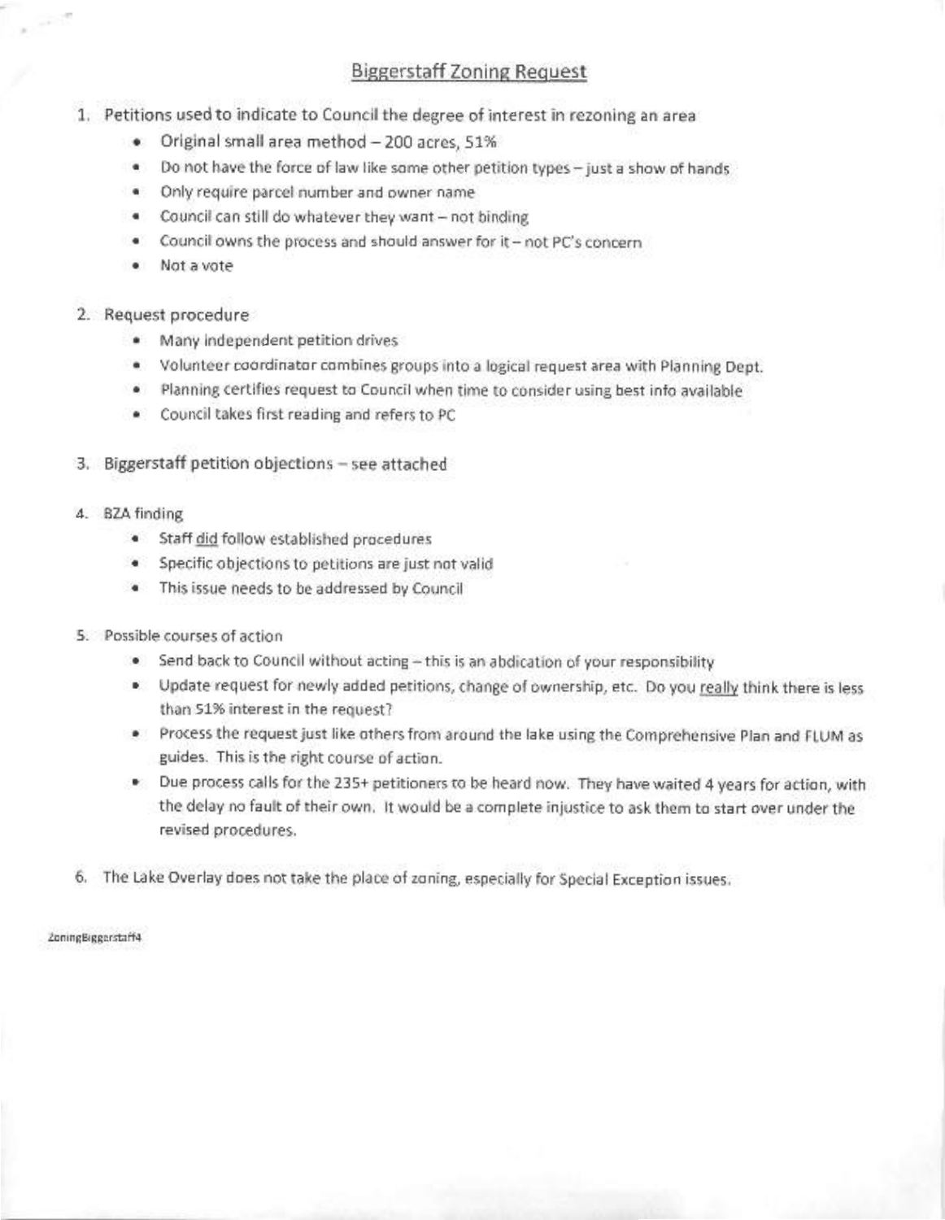# Biggerstaff Zoning Request

1. Petitions used to indicate to Council the degree of interest in rezoning an area
   - Original small area method – 200 acres, 51%
   - Do not have the force of law like some other petition types – just a show of hands
   - Only require parcel number and owner name
   - Council can still do whatever they want – not binding
   - Council owns the process and should answer for it – not PC's concern
   - Not a vote

2. Request procedure
   - Many independent petition drives
   - Volunteer coordinator combines groups into a logical request area with Planning Dept.
   - Planning certifies request to Council when time to consider using best info available
   - Council takes first reading and refers to PC

3. Biggerstaff petition objections – see attached

4. BZA finding
   - Staff <u>did</u> follow established procedures
   - Specific objections to petitions are just not valid
   - This issue needs to be addressed by Council

5. Possible courses of action
   - Send back to Council without acting – this is an abdication of your responsibility
   - Update request for newly added petitions, change of ownership, etc. Do you <u>really</u> think there is less than 51% interest in the request?
   - Process the request just like others from around the lake using the Comprehensive Plan and FLUM as guides. This is the right course of action.
   - Due process calls for the 235+ petitioners to be heard now. They have waited 4 years for action, with the delay no fault of their own. It would be a complete injustice to ask them to start over under the revised procedures.

6. The Lake Overlay does not take the place of zoning, especially for Special Exception issues.

ZoningBiggerstaff4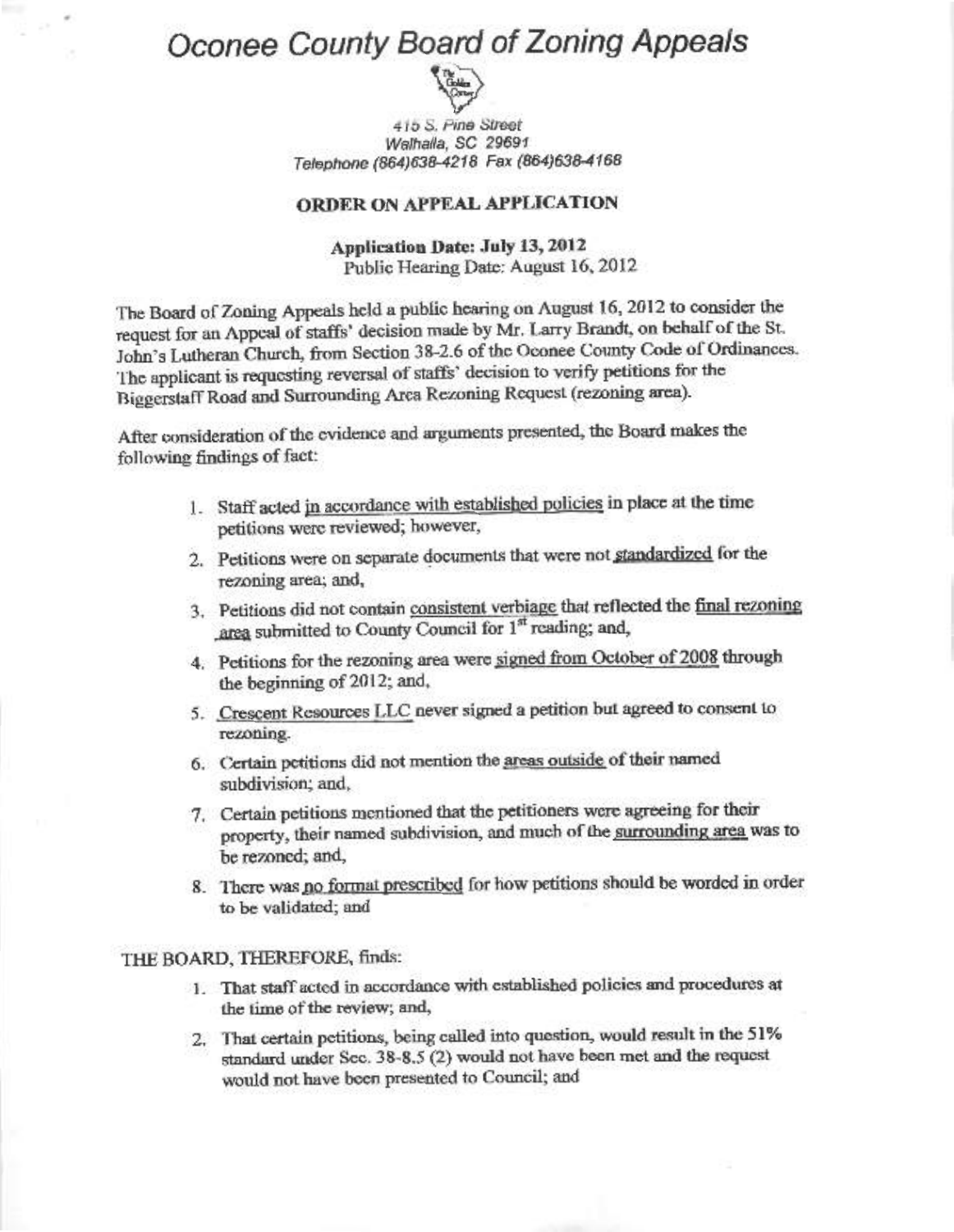# Oconee County Board of Zoning Appeals

415 S. Pine Street
Walhalla, SC 29691
Telephone (864)638-4218 Fax (864)638-4168

## ORDER ON APPEAL APPLICATION

**Application Date: July 13, 2012**
Public Hearing Date: August 16, 2012

The Board of Zoning Appeals held a public hearing on August 16, 2012 to consider the request for an Appeal of staffs' decision made by Mr. Larry Brandt, on behalf of the St. John's Lutheran Church, from Section 38-2.6 of the Oconee County Code of Ordinances. The applicant is requesting reversal of staffs' decision to verify petitions for the Biggerstaff Road and Surrounding Area Rezoning Request (rezoning area).

After consideration of the evidence and arguments presented, the Board makes the following findings of fact:

1. Staff acted in accordance with established policies in place at the time petitions were reviewed; however,
2. Petitions were on separate documents that were not standardized for the rezoning area; and,
3. Petitions did not contain consistent verbiage that reflected the final rezoning area submitted to County Council for 1st reading; and,
4. Petitions for the rezoning area were signed from October of 2008 through the beginning of 2012; and,
5. Crescent Resources LLC never signed a petition but agreed to consent to rezoning.
6. Certain petitions did not mention the areas outside of their named subdivision; and,
7. Certain petitions mentioned that the petitioners were agreeing for their property, their named subdivision, and much of the surrounding area was to be rezoned; and,
8. There was no format prescribed for how petitions should be worded in order to be validated; and

THE BOARD, THEREFORE, finds:

1. That staff acted in accordance with established policies and procedures at the time of the review; and,
2. That certain petitions, being called into question, would result in the 51% standard under Sec. 38-8.5 (2) would not have been met and the request would not have been presented to Council; and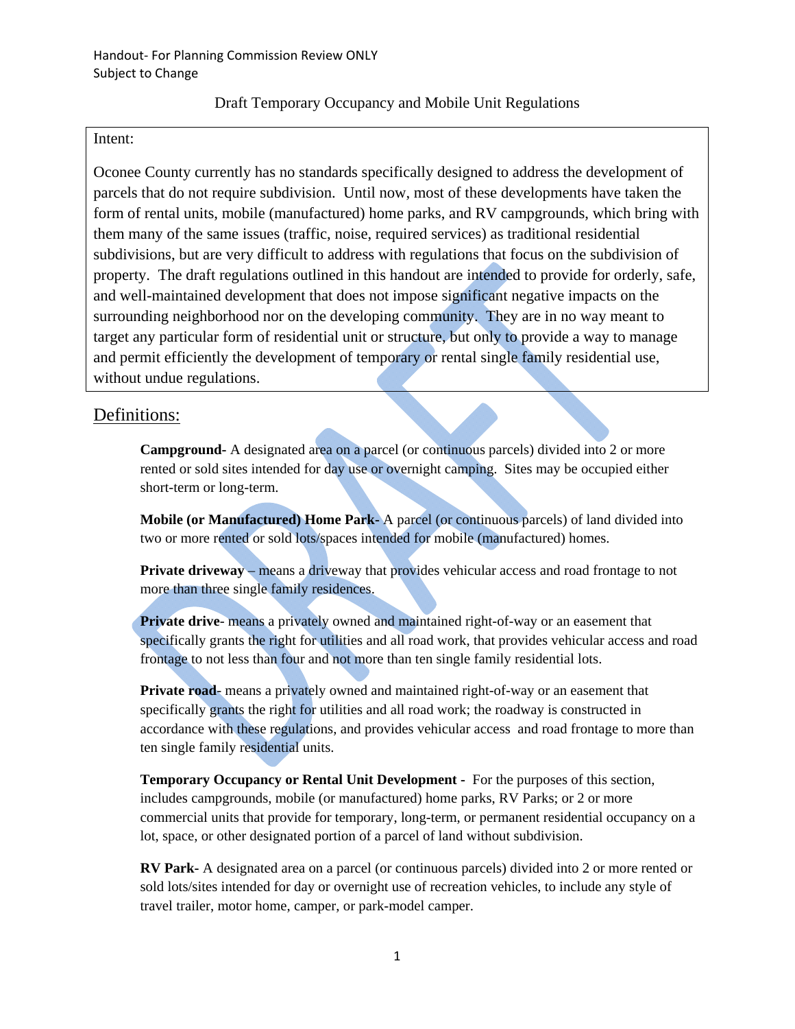Handout- For Planning Commission Review ONLY
Subject to Change

Draft Temporary Occupancy and Mobile Unit Regulations

Intent:

Oconee County currently has no standards specifically designed to address the development of parcels that do not require subdivision. Until now, most of these developments have taken the form of rental units, mobile (manufactured) home parks, and RV campgrounds, which bring with them many of the same issues (traffic, noise, required services) as traditional residential subdivisions, but are very difficult to address with regulations that focus on the subdivision of property. The draft regulations outlined in this handout are intended to provide for orderly, safe, and well-maintained development that does not impose significant negative impacts on the surrounding neighborhood nor on the developing community. They are in no way meant to target any particular form of residential unit or structure, but only to provide a way to manage and permit efficiently the development of temporary or rental single family residential use, without undue regulations.

## Definitions:

**Campground**- A designated area on a parcel (or continuous parcels) divided into 2 or more rented or sold sites intended for day use or overnight camping. Sites may be occupied either short-term or long-term.

**Mobile (or Manufactured) Home Park**- A parcel (or continuous parcels) of land divided into two or more rented or sold lots/spaces intended for mobile (manufactured) homes.

**Private driveway** – means a driveway that provides vehicular access and road frontage to not more than three single family residences.

**Private drive**- means a privately owned and maintained right-of-way or an easement that specifically grants the right for utilities and all road work, that provides vehicular access and road frontage to not less than four and not more than ten single family residential lots.

**Private road**- means a privately owned and maintained right-of-way or an easement that specifically grants the right for utilities and all road work; the roadway is constructed in accordance with these regulations, and provides vehicular access and road frontage to more than ten single family residential units.

**Temporary Occupancy or Rental Unit Development** - For the purposes of this section, includes campgrounds, mobile (or manufactured) home parks, RV Parks; or 2 or more commercial units that provide for temporary, long-term, or permanent residential occupancy on a lot, space, or other designated portion of a parcel of land without subdivision.

**RV Park**- A designated area on a parcel (or continuous parcels) divided into 2 or more rented or sold lots/sites intended for day or overnight use of recreation vehicles, to include any style of travel trailer, motor home, camper, or park-model camper.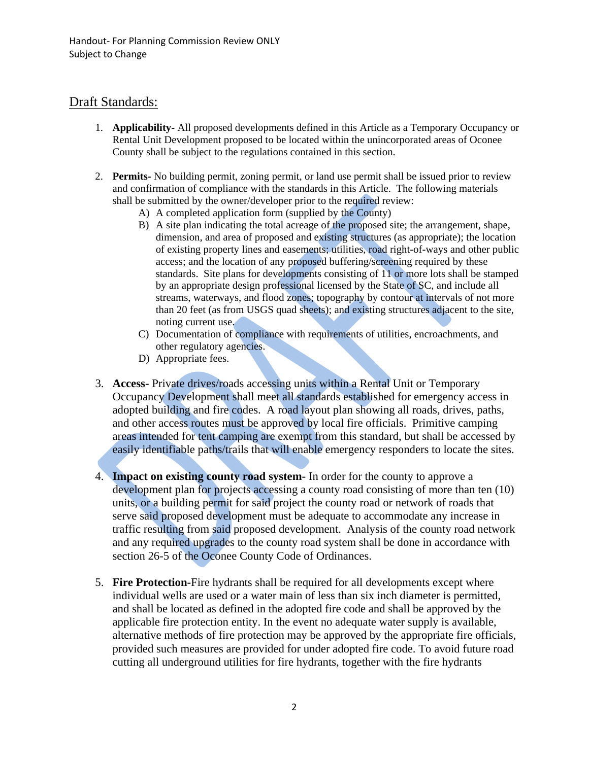Handout- For Planning Commission Review ONLY
Subject to Change

## Draft Standards:

1. **Applicability-** All proposed developments defined in this Article as a Temporary Occupancy or Rental Unit Development proposed to be located within the unincorporated areas of Oconee County shall be subject to the regulations contained in this section.

2. **Permits-** No building permit, zoning permit, or land use permit shall be issued prior to review and confirmation of compliance with the standards in this Article. The following materials shall be submitted by the owner/developer prior to the required review:
   A) A completed application form (supplied by the County)
   B) A site plan indicating the total acreage of the proposed site; the arrangement, shape, dimension, and area of proposed and existing structures (as appropriate); the location of existing property lines and easements; utilities, road right-of-ways and other public access; and the location of any proposed buffering/screening required by these standards. Site plans for developments consisting of 11 or more lots shall be stamped by an appropriate design professional licensed by the State of SC, and include all streams, waterways, and flood zones; topography by contour at intervals of not more than 20 feet (as from USGS quad sheets); and existing structures adjacent to the site, noting current use.
   C) Documentation of compliance with requirements of utilities, encroachments, and other regulatory agencies.
   D) Appropriate fees.

3. **Access-** Private drives/roads accessing units within a Rental Unit or Temporary Occupancy Development shall meet all standards established for emergency access in adopted building and fire codes. A road layout plan showing all roads, drives, paths, and other access routes must be approved by local fire officials. Primitive camping areas intended for tent camping are exempt from this standard, but shall be accessed by easily identifiable paths/trails that will enable emergency responders to locate the sites.

4. **Impact on existing county road system-** In order for the county to approve a development plan for projects accessing a county road consisting of more than ten (10) units, or a building permit for said project the county road or network of roads that serve said proposed development must be adequate to accommodate any increase in traffic resulting from said proposed development. Analysis of the county road network and any required upgrades to the county road system shall be done in accordance with section 26-5 of the Oconee County Code of Ordinances.

5. **Fire Protection-**Fire hydrants shall be required for all developments except where individual wells are used or a water main of less than six inch diameter is permitted, and shall be located as defined in the adopted fire code and shall be approved by the applicable fire protection entity. In the event no adequate water supply is available, alternative methods of fire protection may be approved by the appropriate fire officials, provided such measures are provided for under adopted fire code. To avoid future road cutting all underground utilities for fire hydrants, together with the fire hydrants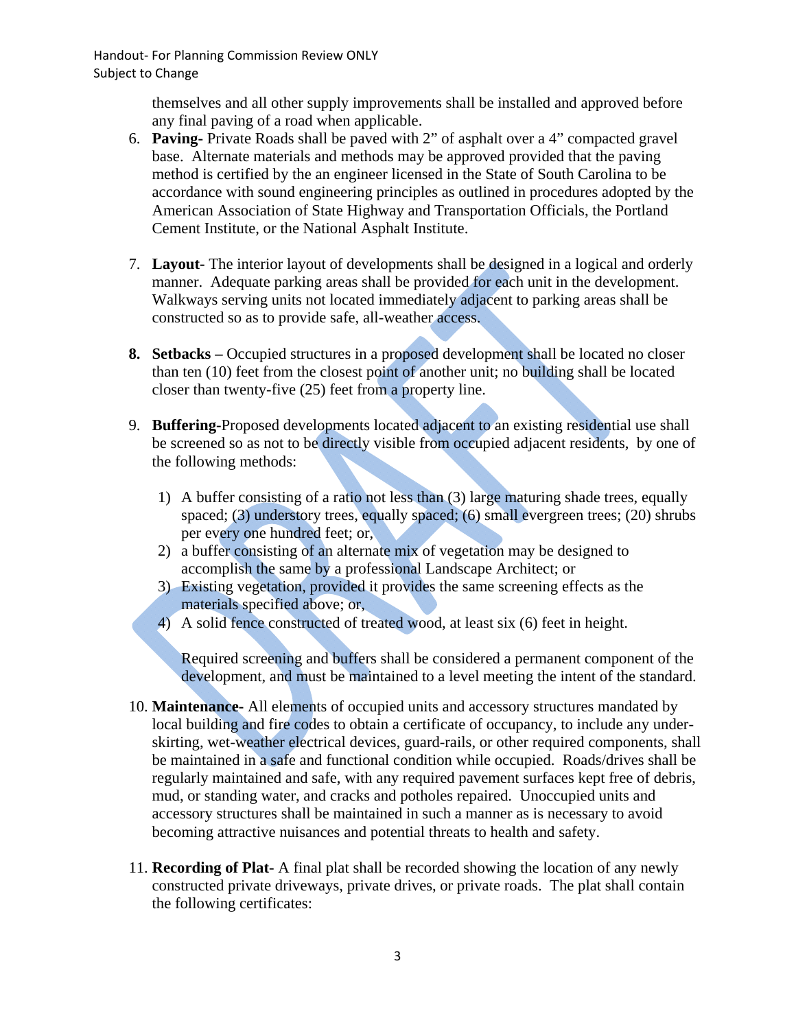themselves and all other supply improvements shall be installed and approved before any final paving of a road when applicable.

6. **Paving-** Private Roads shall be paved with 2" of asphalt over a 4" compacted gravel base. Alternate materials and methods may be approved provided that the paving method is certified by the an engineer licensed in the State of South Carolina to be accordance with sound engineering principles as outlined in procedures adopted by the American Association of State Highway and Transportation Officials, the Portland Cement Institute, or the National Asphalt Institute.

7. **Layout-** The interior layout of developments shall be designed in a logical and orderly manner. Adequate parking areas shall be provided for each unit in the development. Walkways serving units not located immediately adjacent to parking areas shall be constructed so as to provide safe, all-weather access.

8. **Setbacks –** Occupied structures in a proposed development shall be located no closer than ten (10) feet from the closest point of another unit; no building shall be located closer than twenty-five (25) feet from a property line.

9. **Buffering-**Proposed developments located adjacent to an existing residential use shall be screened so as not to be directly visible from occupied adjacent residents, by one of the following methods:

   1) A buffer consisting of a ratio not less than (3) large maturing shade trees, equally spaced; (3) understory trees, equally spaced; (6) small evergreen trees; (20) shrubs per every one hundred feet; or,
   2) a buffer consisting of an alternate mix of vegetation may be designed to accomplish the same by a professional Landscape Architect; or
   3) Existing vegetation, provided it provides the same screening effects as the materials specified above; or,
   4) A solid fence constructed of treated wood, at least six (6) feet in height.

   Required screening and buffers shall be considered a permanent component of the development, and must be maintained to a level meeting the intent of the standard.

10. **Maintenance-** All elements of occupied units and accessory structures mandated by local building and fire codes to obtain a certificate of occupancy, to include any under-skirting, wet-weather electrical devices, guard-rails, or other required components, shall be maintained in a safe and functional condition while occupied. Roads/drives shall be regularly maintained and safe, with any required pavement surfaces kept free of debris, mud, or standing water, and cracks and potholes repaired. Unoccupied units and accessory structures shall be maintained in such a manner as is necessary to avoid becoming attractive nuisances and potential threats to health and safety.

11. **Recording of Plat-** A final plat shall be recorded showing the location of any newly constructed private driveways, private drives, or private roads. The plat shall contain the following certificates: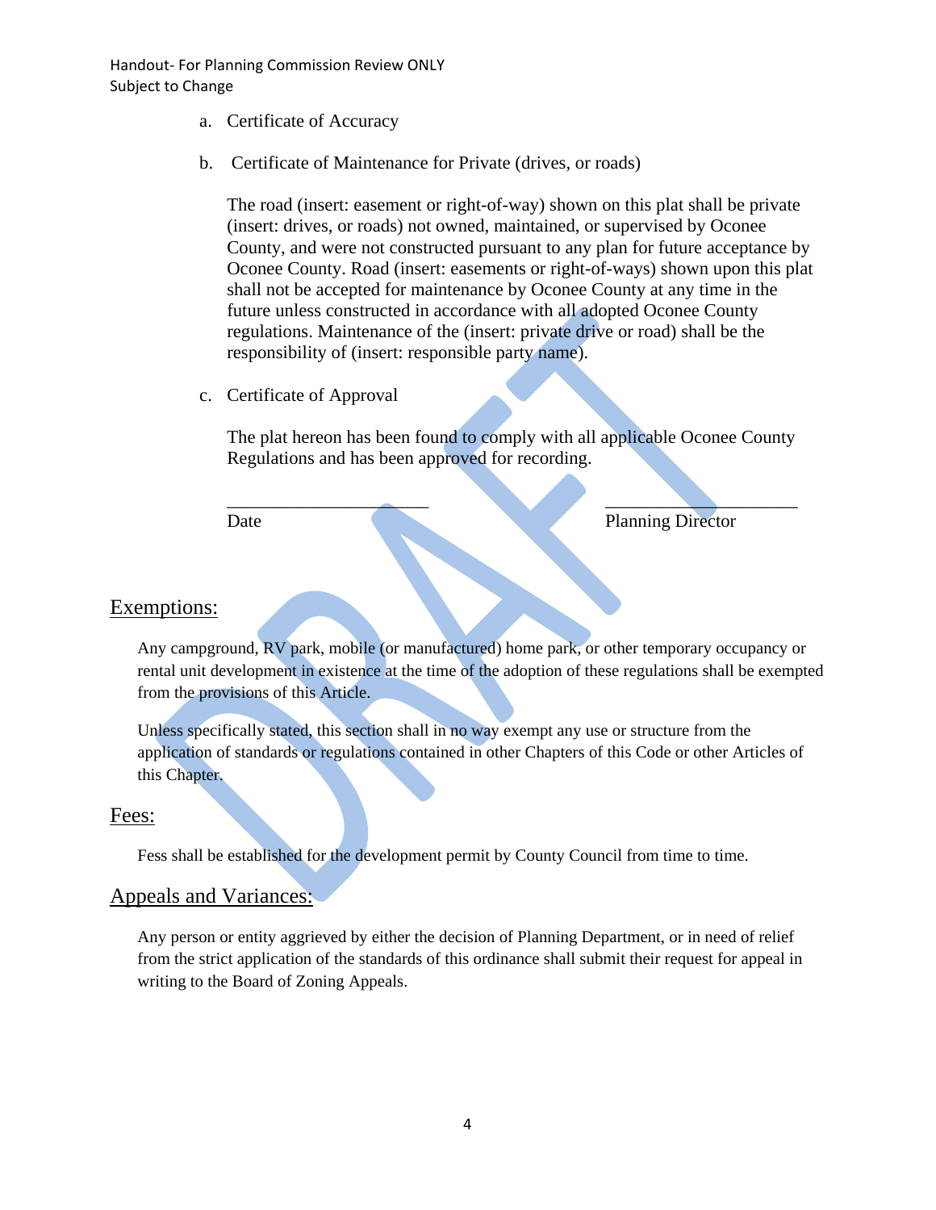a. Certificate of Accuracy

b. Certificate of Maintenance for Private (drives, or roads)

   The road (insert: easement or right-of-way) shown on this plat shall be private (insert: drives, or roads) not owned, maintained, or supervised by Oconee County, and were not constructed pursuant to any plan for future acceptance by Oconee County. Road (insert: easements or right-of-ways) shown upon this plat shall not be accepted for maintenance by Oconee County at any time in the future unless constructed in accordance with all adopted Oconee County regulations. Maintenance of the (insert: private drive or road) shall be the responsibility of (insert: responsible party name).

c. Certificate of Approval

   The plat hereon has been found to comply with all applicable Oconee County Regulations and has been approved for recording.

   _____________________ &nbsp;&nbsp;&nbsp;&nbsp;&nbsp;&nbsp;&nbsp;&nbsp; _____________________
   Date &nbsp;&nbsp;&nbsp;&nbsp;&nbsp;&nbsp;&nbsp;&nbsp;&nbsp;&nbsp;&nbsp;&nbsp;&nbsp;&nbsp;&nbsp;&nbsp;&nbsp;&nbsp;&nbsp;&nbsp;&nbsp;&nbsp;&nbsp;&nbsp;&nbsp;&nbsp;&nbsp;&nbsp; Planning Director

## Exemptions:

Any campground, RV park, mobile (or manufactured) home park, or other temporary occupancy or rental unit development in existence at the time of the adoption of these regulations shall be exempted from the provisions of this Article.

Unless specifically stated, this section shall in no way exempt any use or structure from the application of standards or regulations contained in other Chapters of this Code or other Articles of this Chapter.

## Fees:

Fess shall be established for the development permit by County Council from time to time.

## Appeals and Variances:

Any person or entity aggrieved by either the decision of Planning Department, or in need of relief from the strict application of the standards of this ordinance shall submit their request for appeal in writing to the Board of Zoning Appeals.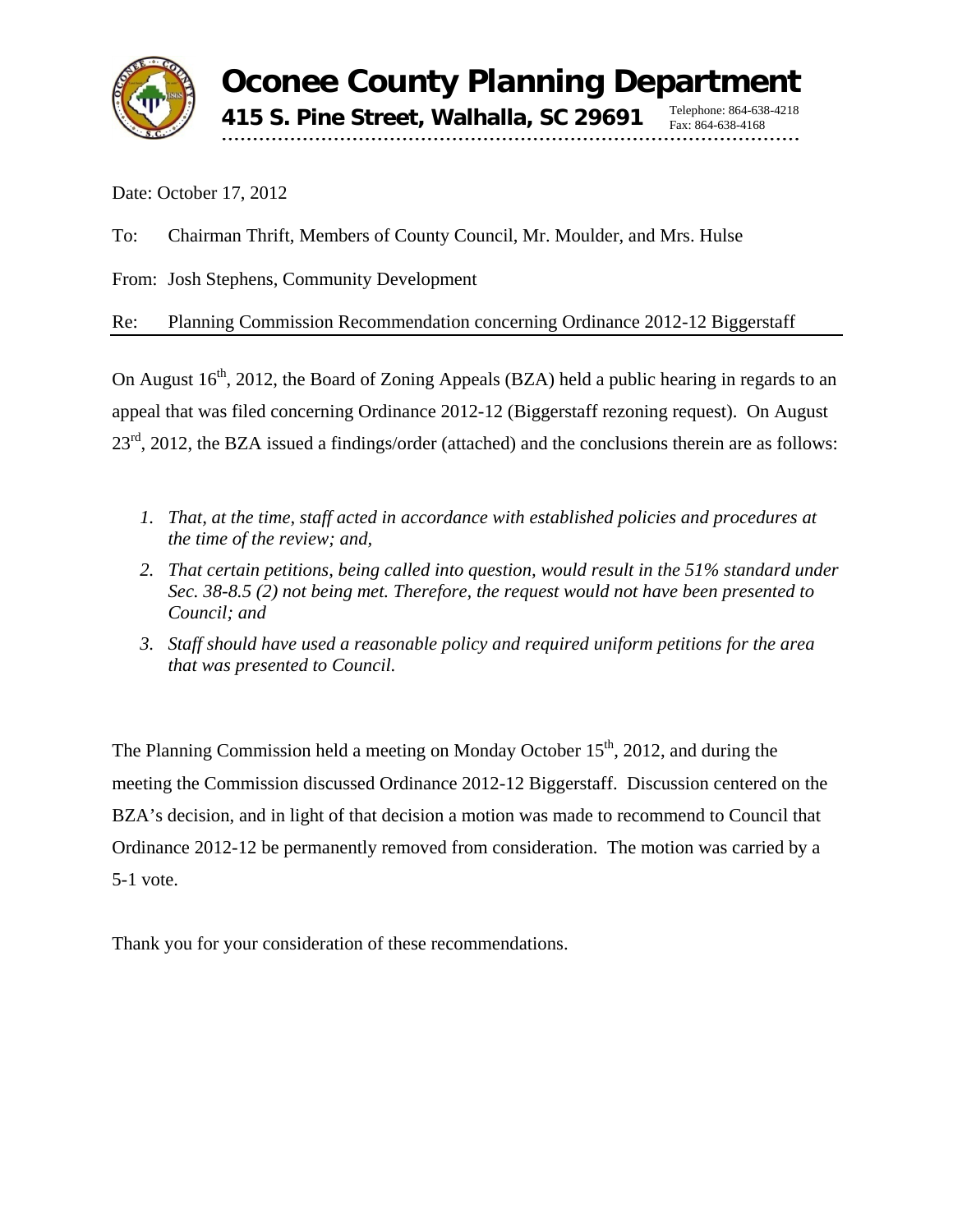# Oconee County Planning Department

**415 S. Pine Street, Walhalla, SC 29691**

Telephone: 864-638-4218
Fax: 864-638-4168

Date: October 17, 2012

To: Chairman Thrift, Members of County Council, Mr. Moulder, and Mrs. Hulse

From: Josh Stephens, Community Development

Re: Planning Commission Recommendation concerning Ordinance 2012-12 Biggerstaff

On August 16th, 2012, the Board of Zoning Appeals (BZA) held a public hearing in regards to an appeal that was filed concerning Ordinance 2012-12 (Biggerstaff rezoning request). On August 23rd, 2012, the BZA issued a findings/order (attached) and the conclusions therein are as follows:

1. *That, at the time, staff acted in accordance with established policies and procedures at the time of the review; and,*
2. *That certain petitions, being called into question, would result in the 51% standard under Sec. 38-8.5 (2) not being met. Therefore, the request would not have been presented to Council; and*
3. *Staff should have used a reasonable policy and required uniform petitions for the area that was presented to Council.*

The Planning Commission held a meeting on Monday October 15th, 2012, and during the meeting the Commission discussed Ordinance 2012-12 Biggerstaff. Discussion centered on the BZA's decision, and in light of that decision a motion was made to recommend to Council that Ordinance 2012-12 be permanently removed from consideration. The motion was carried by a 5-1 vote.

Thank you for your consideration of these recommendations.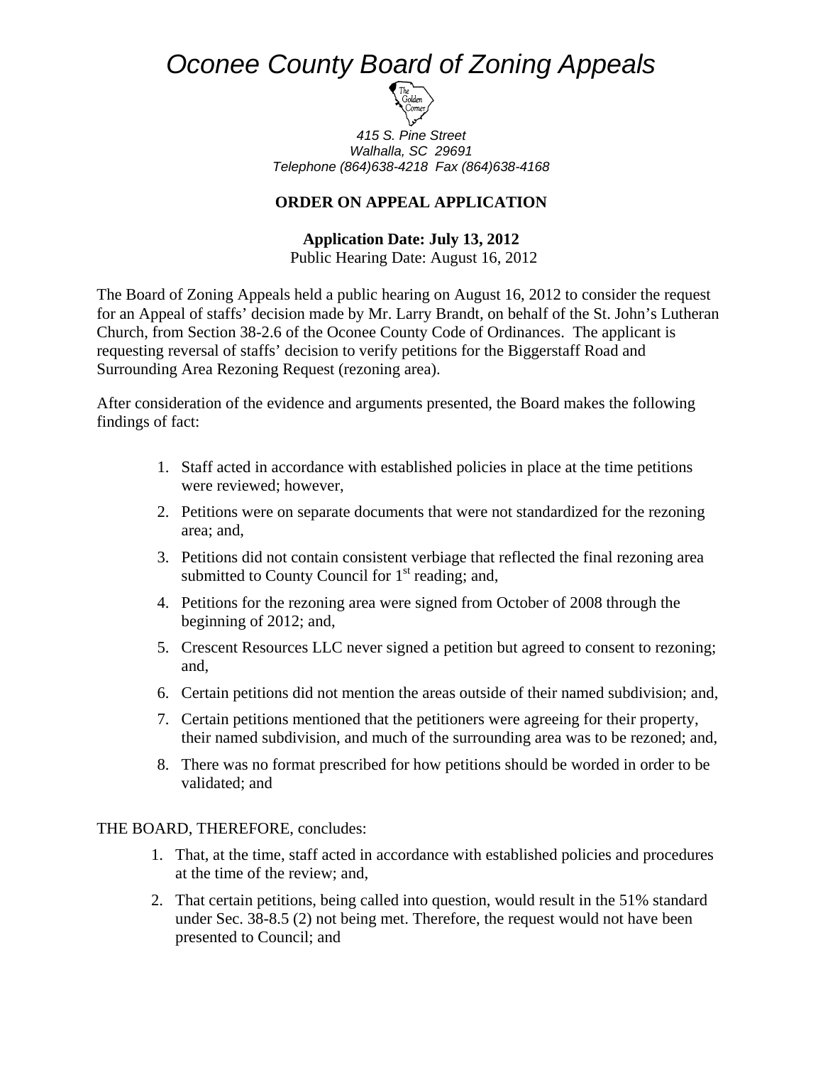# *Oconee County Board of Zoning Appeals*

*415 S. Pine Street*
*Walhalla, SC 29691*
*Telephone (864)638-4218 Fax (864)638-4168*

**ORDER ON APPEAL APPLICATION**

**Application Date: July 13, 2012**
Public Hearing Date: August 16, 2012

The Board of Zoning Appeals held a public hearing on August 16, 2012 to consider the request for an Appeal of staffs' decision made by Mr. Larry Brandt, on behalf of the St. John's Lutheran Church, from Section 38-2.6 of the Oconee County Code of Ordinances. The applicant is requesting reversal of staffs' decision to verify petitions for the Biggerstaff Road and Surrounding Area Rezoning Request (rezoning area).

After consideration of the evidence and arguments presented, the Board makes the following findings of fact:

1. Staff acted in accordance with established policies in place at the time petitions were reviewed; however,
2. Petitions were on separate documents that were not standardized for the rezoning area; and,
3. Petitions did not contain consistent verbiage that reflected the final rezoning area submitted to County Council for 1st reading; and,
4. Petitions for the rezoning area were signed from October of 2008 through the beginning of 2012; and,
5. Crescent Resources LLC never signed a petition but agreed to consent to rezoning; and,
6. Certain petitions did not mention the areas outside of their named subdivision; and,
7. Certain petitions mentioned that the petitioners were agreeing for their property, their named subdivision, and much of the surrounding area was to be rezoned; and,
8. There was no format prescribed for how petitions should be worded in order to be validated; and

THE BOARD, THEREFORE, concludes:

1. That, at the time, staff acted in accordance with established policies and procedures at the time of the review; and,
2. That certain petitions, being called into question, would result in the 51% standard under Sec. 38-8.5 (2) not being met. Therefore, the request would not have been presented to Council; and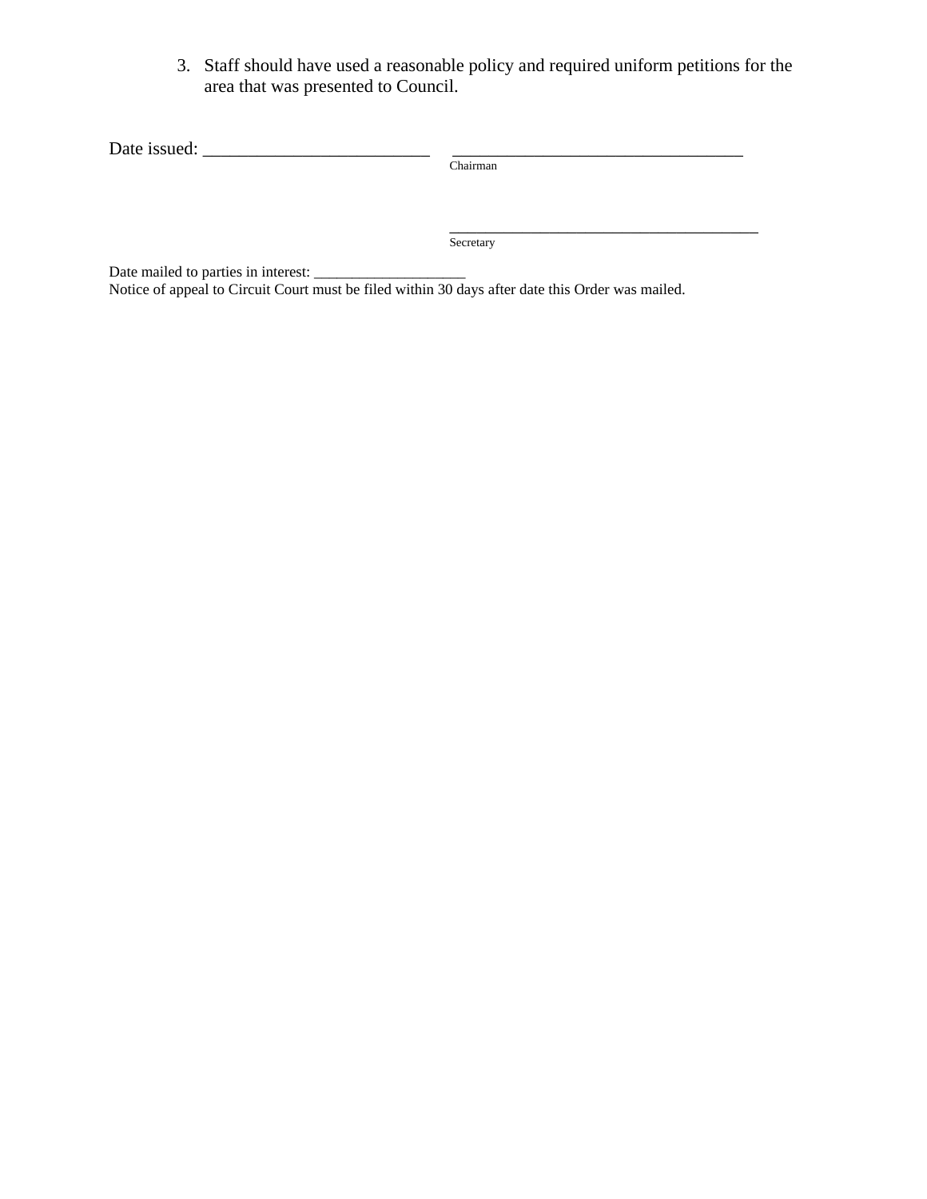3. Staff should have used a reasonable policy and required uniform petitions for the area that was presented to Council.

Date issued: _________________________ _________________________________
Chairman

_______________________________________
Secretary

Date mailed to parties in interest: ___________________

Notice of appeal to Circuit Court must be filed within 30 days after date this Order was mailed.